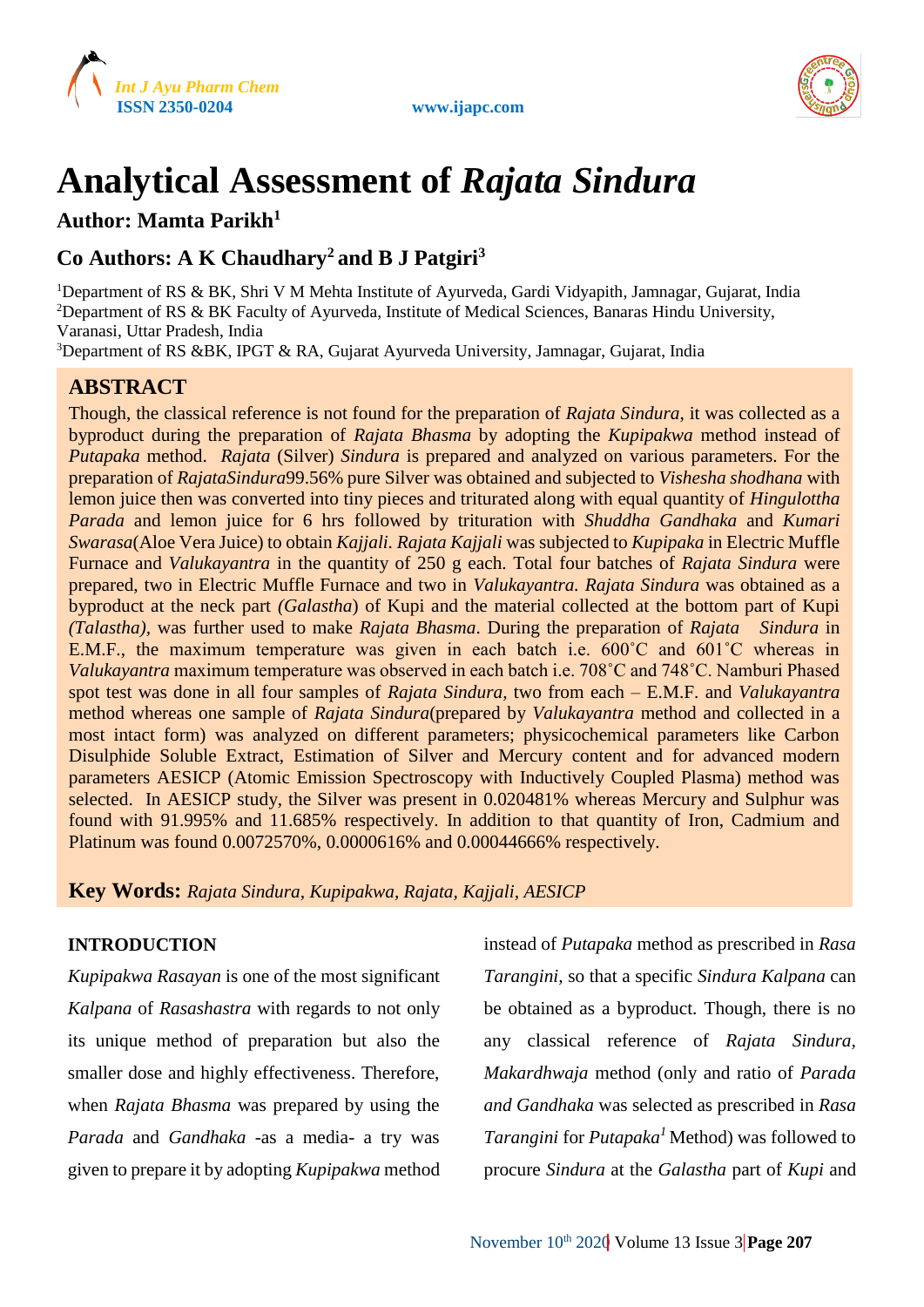# Analytical Assessment of *Rajata Sindura*

**Author: Mamta Parikh[1]**

**Co Authors: A K Chaudhary[2] and B J Patgiri[3]**

[1]Department of RS & BK, Shri V M Mehta Institute of Ayurveda, Gardi Vidyapith, Jamnagar, Gujarat, India
[2]Department of RS & BK Faculty of Ayurveda, Institute of Medical Sciences, Banaras Hindu University, Varanasi, Uttar Pradesh, India
[3]Department of RS &BK, IPGT & RA, Gujarat Ayurveda University, Jamnagar, Gujarat, India

## ABSTRACT

Though, the classical reference is not found for the preparation of *Rajata Sindura*, it was collected as a byproduct during the preparation of *Rajata Bhasma* by adopting the *Kupipakwa* method instead of *Putapaka* method. *Rajata* (Silver) *Sindura* is prepared and analyzed on various parameters. For the preparation of *RajataSindura*99.56% pure Silver was obtained and subjected to *Vishesha shodhana* with lemon juice then was converted into tiny pieces and triturated along with equal quantity of *Hingulottha Parada* and lemon juice for 6 hrs followed by trituration with *Shuddha Gandhaka* and *Kumari Swarasa*(Aloe Vera Juice) to obtain *Kajjali*. *Rajata Kajjali* was subjected to *Kupipaka* in Electric Muffle Furnace and *Valukayantra* in the quantity of 250 g each. Total four batches of *Rajata Sindura* were prepared, two in Electric Muffle Furnace and two in *Valukayantra*. *Rajata Sindura* was obtained as a byproduct at the neck part *(Galastha*) of Kupi and the material collected at the bottom part of Kupi *(Talastha)*, was further used to make *Rajata Bhasma*. During the preparation of *Rajata Sindura* in E.M.F., the maximum temperature was given in each batch i.e. 600˚C and 601˚C whereas in *Valukayantra* maximum temperature was observed in each batch i.e. 708˚C and 748˚C. Namburi Phased spot test was done in all four samples of *Rajata Sindura*, two from each – E.M.F. and *Valukayantra* method whereas one sample of *Rajata Sindura*(prepared by *Valukayantra* method and collected in a most intact form) was analyzed on different parameters; physicochemical parameters like Carbon Disulphide Soluble Extract, Estimation of Silver and Mercury content and for advanced modern parameters AESICP (Atomic Emission Spectroscopy with Inductively Coupled Plasma) method was selected. In AESICP study, the Silver was present in 0.020481% whereas Mercury and Sulphur was found with 91.995% and 11.685% respectively. In addition to that quantity of Iron, Cadmium and Platinum was found 0.0072570%, 0.0000616% and 0.00044666% respectively.

**Key Words:** *Rajata Sindura, Kupipakwa, Rajata, Kajjali, AESICP*

## INTRODUCTION

*Kupipakwa Rasayan* is one of the most significant *Kalpana* of *Rasashastra* with regards to not only its unique method of preparation but also the smaller dose and highly effectiveness. Therefore, when *Rajata Bhasma* was prepared by using the *Parada* and *Gandhaka* -as a media- a try was given to prepare it by adopting *Kupipakwa* method instead of *Putapaka* method as prescribed in *Rasa Tarangini*, so that a specific *Sindura Kalpana* can be obtained as a byproduct. Though, there is no any classical reference of *Rajata Sindura, Makardhwaja* method (only and ratio of *Parada and Gandhaka* was selected as prescribed in *Rasa Tarangini* for *Putapaka*[1] Method) was followed to procure *Sindura* at the *Galastha* part of *Kupi* and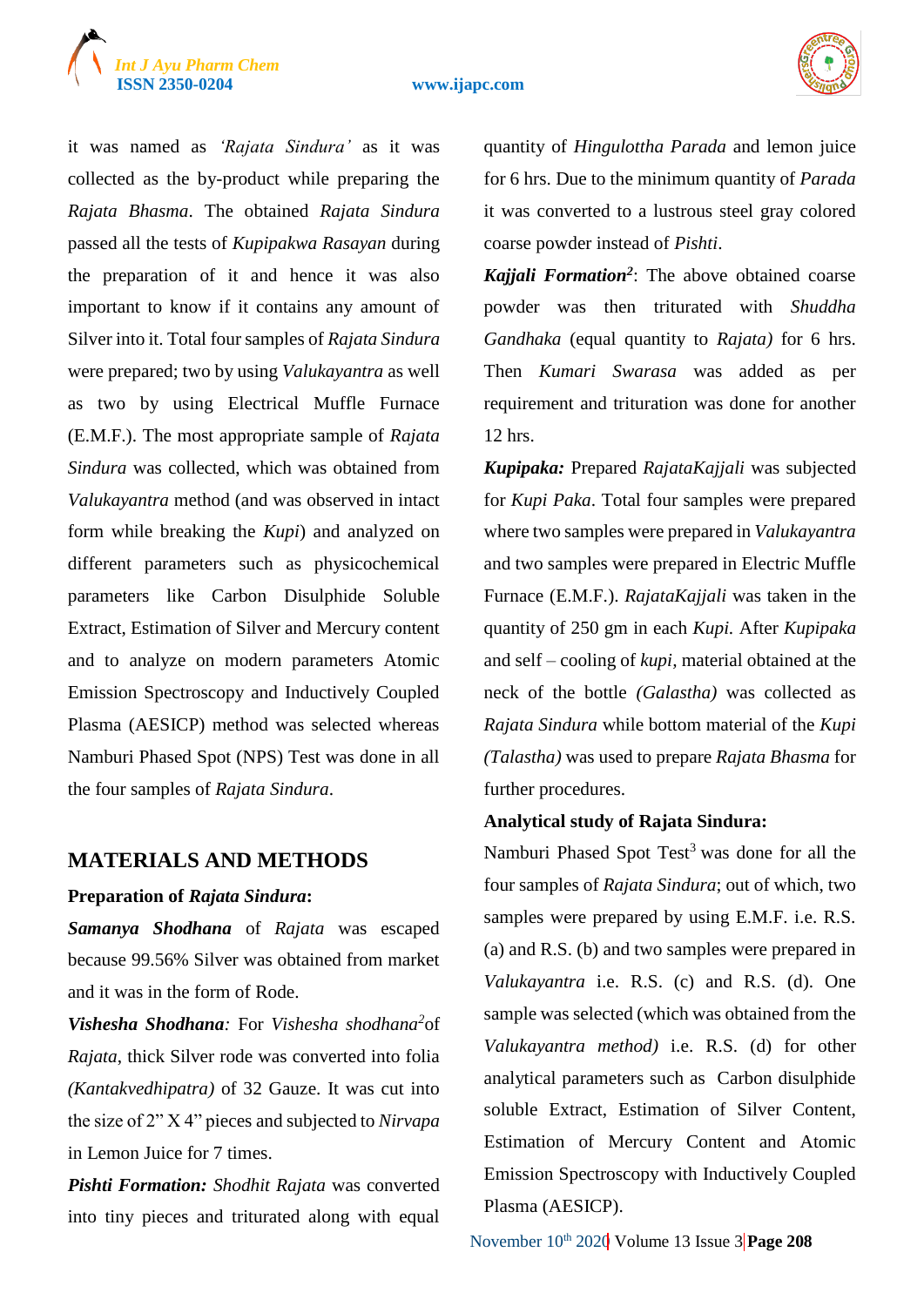it was named as *'Rajata Sindura'* as it was collected as the by-product while preparing the *Rajata Bhasma*. The obtained *Rajata Sindura* passed all the tests of *Kupipakwa Rasayan* during the preparation of it and hence it was also important to know if it contains any amount of Silver into it. Total four samples of *Rajata Sindura* were prepared; two by using *Valukayantra* as well as two by using Electrical Muffle Furnace (E.M.F.). The most appropriate sample of *Rajata Sindura* was collected, which was obtained from *Valukayantra* method (and was observed in intact form while breaking the *Kupi*) and analyzed on different parameters such as physicochemical parameters like Carbon Disulphide Soluble Extract, Estimation of Silver and Mercury content and to analyze on modern parameters Atomic Emission Spectroscopy and Inductively Coupled Plasma (AESICP) method was selected whereas Namburi Phased Spot (NPS) Test was done in all the four samples of *Rajata Sindura*.

## MATERIALS AND METHODS

### Preparation of *Rajata Sindura*:

***Samanya Shodhana*** of *Rajata* was escaped because 99.56% Silver was obtained from market and it was in the form of Rode.

***Vishesha Shodhana****:* For *Vishesha shodhana*[2]of *Rajata*, thick Silver rode was converted into folia *(Kantakvedhipatra)* of 32 Gauze. It was cut into the size of 2" X 4" pieces and subjected to *Nirvapa* in Lemon Juice for 7 times.

***Pishti Formation:*** *Shodhit Rajata* was converted into tiny pieces and triturated along with equal quantity of *Hingulottha Parada* and lemon juice for 6 hrs. Due to the minimum quantity of *Parada* it was converted to a lustrous steel gray colored coarse powder instead of *Pishti*.

***Kajjali Formation***[2]: The above obtained coarse powder was then triturated with *Shuddha Gandhaka* (equal quantity to *Rajata)* for 6 hrs. Then *Kumari Swarasa* was added as per requirement and trituration was done for another 12 hrs.

***Kupipaka:*** Prepared *RajataKajjali* was subjected for *Kupi Paka*. Total four samples were prepared where two samples were prepared in *Valukayantra* and two samples were prepared in Electric Muffle Furnace (E.M.F.). *RajataKajjali* was taken in the quantity of 250 gm in each *Kupi*. After *Kupipaka* and self – cooling of *kupi*, material obtained at the neck of the bottle *(Galastha)* was collected as *Rajata Sindura* while bottom material of the *Kupi (Talastha)* was used to prepare *Rajata Bhasma* for further procedures.

### Analytical study of Rajata Sindura:

Namburi Phased Spot Test[3] was done for all the four samples of *Rajata Sindura*; out of which, two samples were prepared by using E.M.F. i.e. R.S. (a) and R.S. (b) and two samples were prepared in *Valukayantra* i.e. R.S. (c) and R.S. (d). One sample was selected (which was obtained from the *Valukayantra method)* i.e. R.S. (d) for other analytical parameters such as Carbon disulphide soluble Extract, Estimation of Silver Content, Estimation of Mercury Content and Atomic Emission Spectroscopy with Inductively Coupled Plasma (AESICP).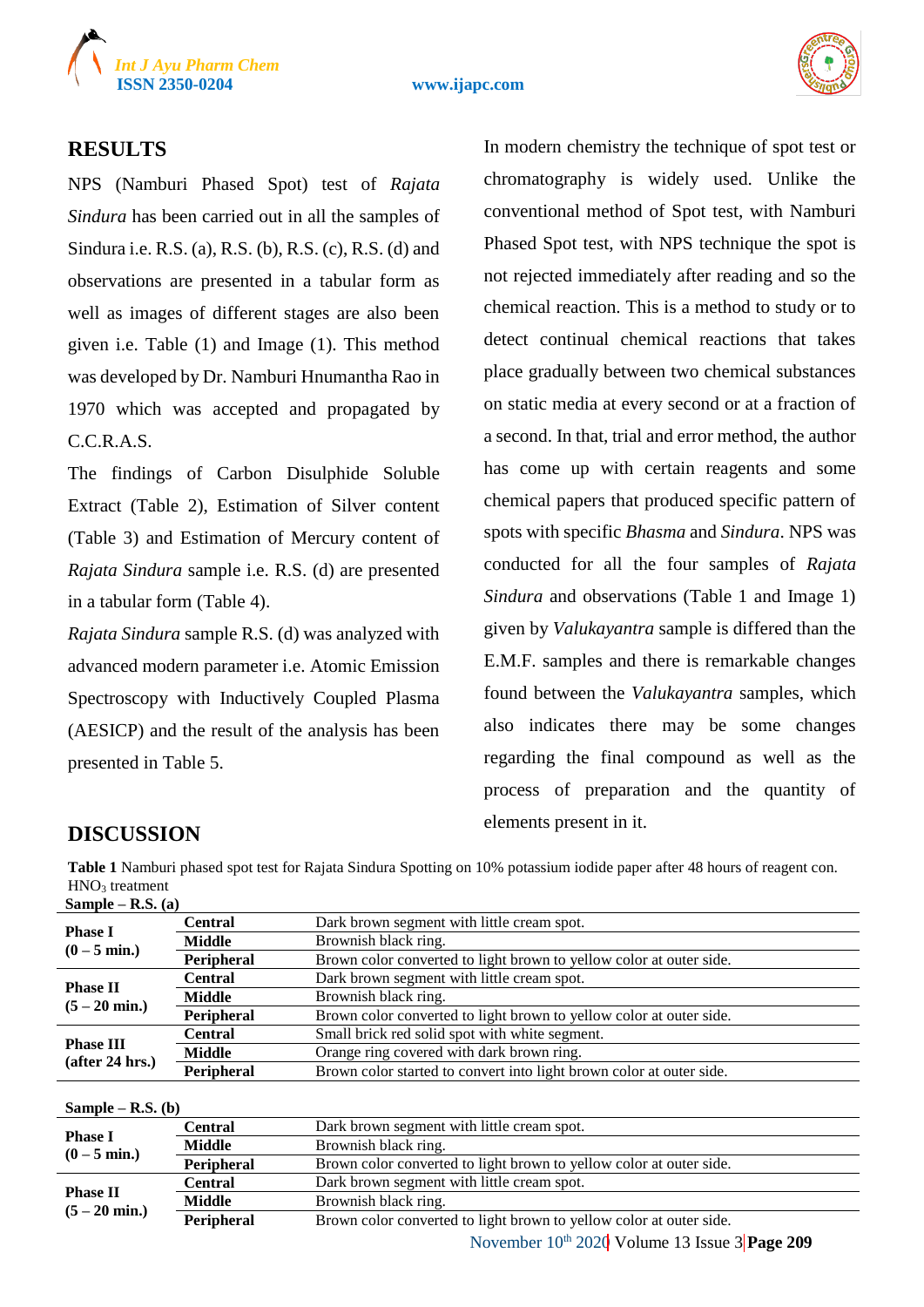## RESULTS

NPS (Namburi Phased Spot) test of *Rajata Sindura* has been carried out in all the samples of Sindura i.e. R.S. (a), R.S. (b), R.S. (c), R.S. (d) and observations are presented in a tabular form as well as images of different stages are also been given i.e. Table (1) and Image (1). This method was developed by Dr. Namburi Hnumantha Rao in 1970 which was accepted and propagated by C.C.R.A.S.

The findings of Carbon Disulphide Soluble Extract (Table 2), Estimation of Silver content (Table 3) and Estimation of Mercury content of *Rajata Sindura* sample i.e. R.S. (d) are presented in a tabular form (Table 4).

*Rajata Sindura* sample R.S. (d) was analyzed with advanced modern parameter i.e. Atomic Emission Spectroscopy with Inductively Coupled Plasma (AESICP) and the result of the analysis has been presented in Table 5.

## DISCUSSION

In modern chemistry the technique of spot test or chromatography is widely used. Unlike the conventional method of Spot test, with Namburi Phased Spot test, with NPS technique the spot is not rejected immediately after reading and so the chemical reaction. This is a method to study or to detect continual chemical reactions that takes place gradually between two chemical substances on static media at every second or at a fraction of a second. In that, trial and error method, the author has come up with certain reagents and some chemical papers that produced specific pattern of spots with specific *Bhasma* and *Sindura*. NPS was conducted for all the four samples of *Rajata Sindura* and observations (Table 1 and Image 1) given by *Valukayantra* sample is differed than the E.M.F. samples and there is remarkable changes found between the *Valukayantra* samples, which also indicates there may be some changes regarding the final compound as well as the process of preparation and the quantity of elements present in it.

**Table 1** Namburi phased spot test for Rajata Sindura Spotting on 10% potassium iodide paper after 48 hours of reagent con. $HNO_3$ treatment

**Sample – R.S. (a)**

| Phase | Zone | Observation |
|---|---|---|
| **Phase I (0 – 5 min.)** | **Central** | Dark brown segment with little cream spot. |
| | **Middle** | Brownish black ring. |
| | **Peripheral** | Brown color converted to light brown to yellow color at outer side. |
| **Phase II (5 – 20 min.)** | **Central** | Dark brown segment with little cream spot. |
| | **Middle** | Brownish black ring. |
| | **Peripheral** | Brown color converted to light brown to yellow color at outer side. |
| **Phase III (after 24 hrs.)** | **Central** | Small brick red solid spot with white segment. |
| | **Middle** | Orange ring covered with dark brown ring. |
| | **Peripheral** | Brown color started to convert into light brown color at outer side. |

**Sample – R.S. (b)**

| Phase | Zone | Observation |
|---|---|---|
| **Phase I (0 – 5 min.)** | **Central** | Dark brown segment with little cream spot. |
| | **Middle** | Brownish black ring. |
| | **Peripheral** | Brown color converted to light brown to yellow color at outer side. |
| **Phase II (5 – 20 min.)** | **Central** | Dark brown segment with little cream spot. |
| | **Middle** | Brownish black ring. |
| | **Peripheral** | Brown color converted to light brown to yellow color at outer side. |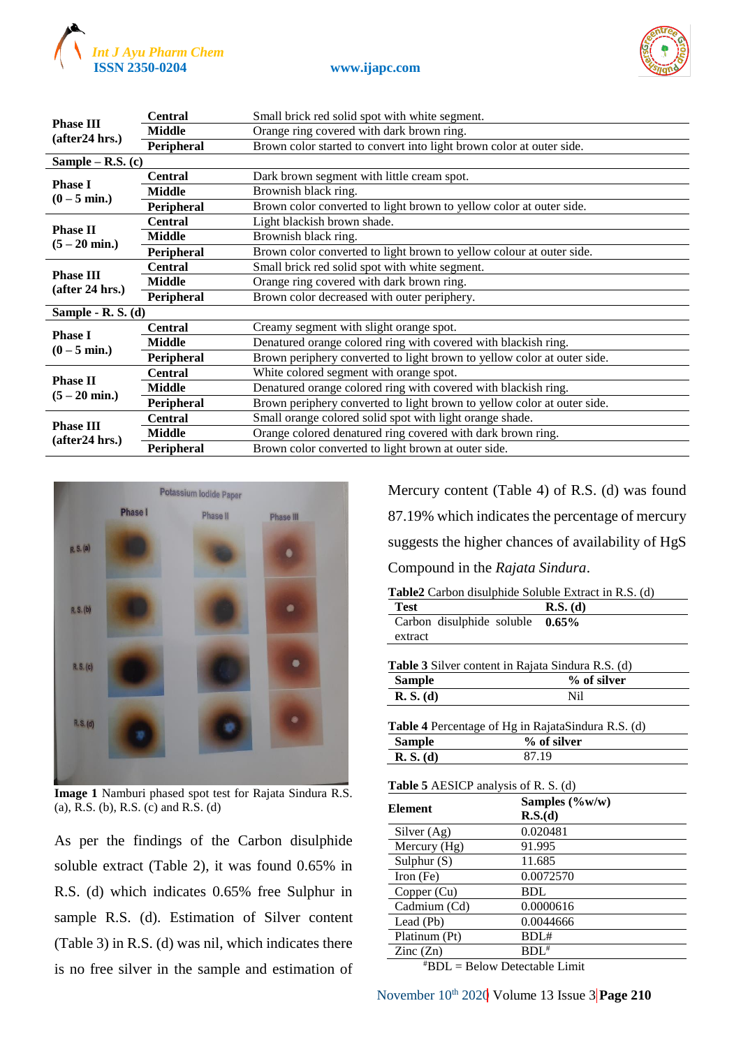| | | |
|---|---|---|
| **Phase III (after24 hrs.)** | **Central** | Small brick red solid spot with white segment. |
| | **Middle** | Orange ring covered with dark brown ring. |
| | **Peripheral** | Brown color started to convert into light brown color at outer side. |
| **Sample – R.S. (c)** | | |
| **Phase I (0 – 5 min.)** | **Central** | Dark brown segment with little cream spot. |
| | **Middle** | Brownish black ring. |
| | **Peripheral** | Brown color converted to light brown to yellow color at outer side. |
| **Phase II (5 – 20 min.)** | **Central** | Light blackish brown shade. |
| | **Middle** | Brownish black ring. |
| | **Peripheral** | Brown color converted to light brown to yellow colour at outer side. |
| **Phase III (after 24 hrs.)** | **Central** | Small brick red solid spot with white segment. |
| | **Middle** | Orange ring covered with dark brown ring. |
| | **Peripheral** | Brown color decreased with outer periphery. |
| **Sample - R. S. (d)** | | |
| **Phase I (0 – 5 min.)** | **Central** | Creamy segment with slight orange spot. |
| | **Middle** | Denatured orange colored ring with covered with blackish ring. |
| | **Peripheral** | Brown periphery converted to light brown to yellow color at outer side. |
| **Phase II (5 – 20 min.)** | **Central** | White colored segment with orange spot. |
| | **Middle** | Denatured orange colored ring with covered with blackish ring. |
| | **Peripheral** | Brown periphery converted to light brown to yellow color at outer side. |
| **Phase III (after24 hrs.)** | **Central** | Small orange colored solid spot with light orange shade. |
| | **Middle** | Orange colored denatured ring covered with dark brown ring. |
| | **Peripheral** | Brown color converted to light brown at outer side. |

**Image 1** Namburi phased spot test for Rajata Sindura R.S. (a), R.S. (b), R.S. (c) and R.S. (d)

As per the findings of the Carbon disulphide soluble extract (Table 2), it was found 0.65% in R.S. (d) which indicates 0.65% free Sulphur in sample R.S. (d). Estimation of Silver content (Table 3) in R.S. (d) was nil, which indicates there is no free silver in the sample and estimation of Mercury content (Table 4) of R.S. (d) was found 87.19% which indicates the percentage of mercury suggests the higher chances of availability of HgS Compound in the *Rajata Sindura*.

**Table2** Carbon disulphide Soluble Extract in R.S. (d)

| Test | R.S. (d) |
|---|---|
| Carbon disulphide soluble extract | **0.65%** |

**Table 3** Silver content in Rajata Sindura R.S. (d)

| Sample | % of silver |
|---|---|
| **R. S. (d)** | Nil |

**Table 4** Percentage of Hg in RajataSindura R.S. (d)

| Sample | % of silver |
|---|---|
| **R. S. (d)** | 87.19 |

**Table 5** AESICP analysis of R. S. (d)

| Element | Samples (%w/w) R.S.(d) |
|---|---|
| Silver (Ag) | 0.020481 |
| Mercury (Hg) | 91.995 |
| Sulphur (S) | 11.685 |
| Iron (Fe) | 0.0072570 |
| Copper (Cu) | BDL |
| Cadmium (Cd) | 0.0000616 |
| Lead (Pb) | 0.0044666 |
| Platinum (Pt) | BDL# |
| Zinc (Zn) | BDL# |

#BDL = Below Detectable Limit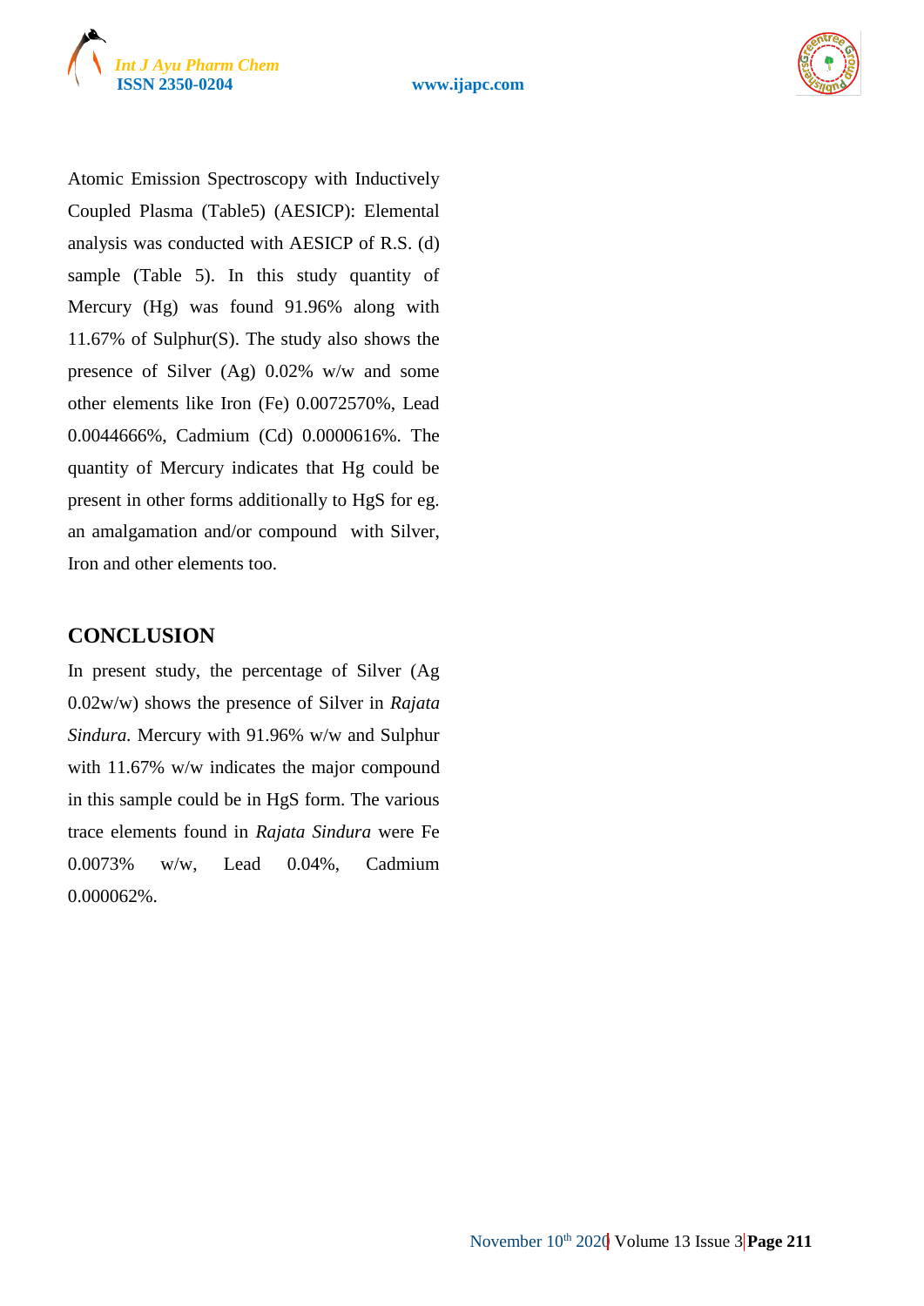Atomic Emission Spectroscopy with Inductively Coupled Plasma (Table5) (AESICP): Elemental analysis was conducted with AESICP of R.S. (d) sample (Table 5). In this study quantity of Mercury (Hg) was found 91.96% along with 11.67% of Sulphur(S). The study also shows the presence of Silver (Ag) 0.02% w/w and some other elements like Iron (Fe) 0.0072570%, Lead 0.0044666%, Cadmium (Cd) 0.0000616%. The quantity of Mercury indicates that Hg could be present in other forms additionally to HgS for eg. an amalgamation and/or compound with Silver, Iron and other elements too.

## CONCLUSION

In present study, the percentage of Silver (Ag 0.02w/w) shows the presence of Silver in *Rajata Sindura.* Mercury with 91.96% w/w and Sulphur with 11.67% w/w indicates the major compound in this sample could be in HgS form. The various trace elements found in *Rajata Sindura* were Fe 0.0073% w/w, Lead 0.04%, Cadmium 0.000062%.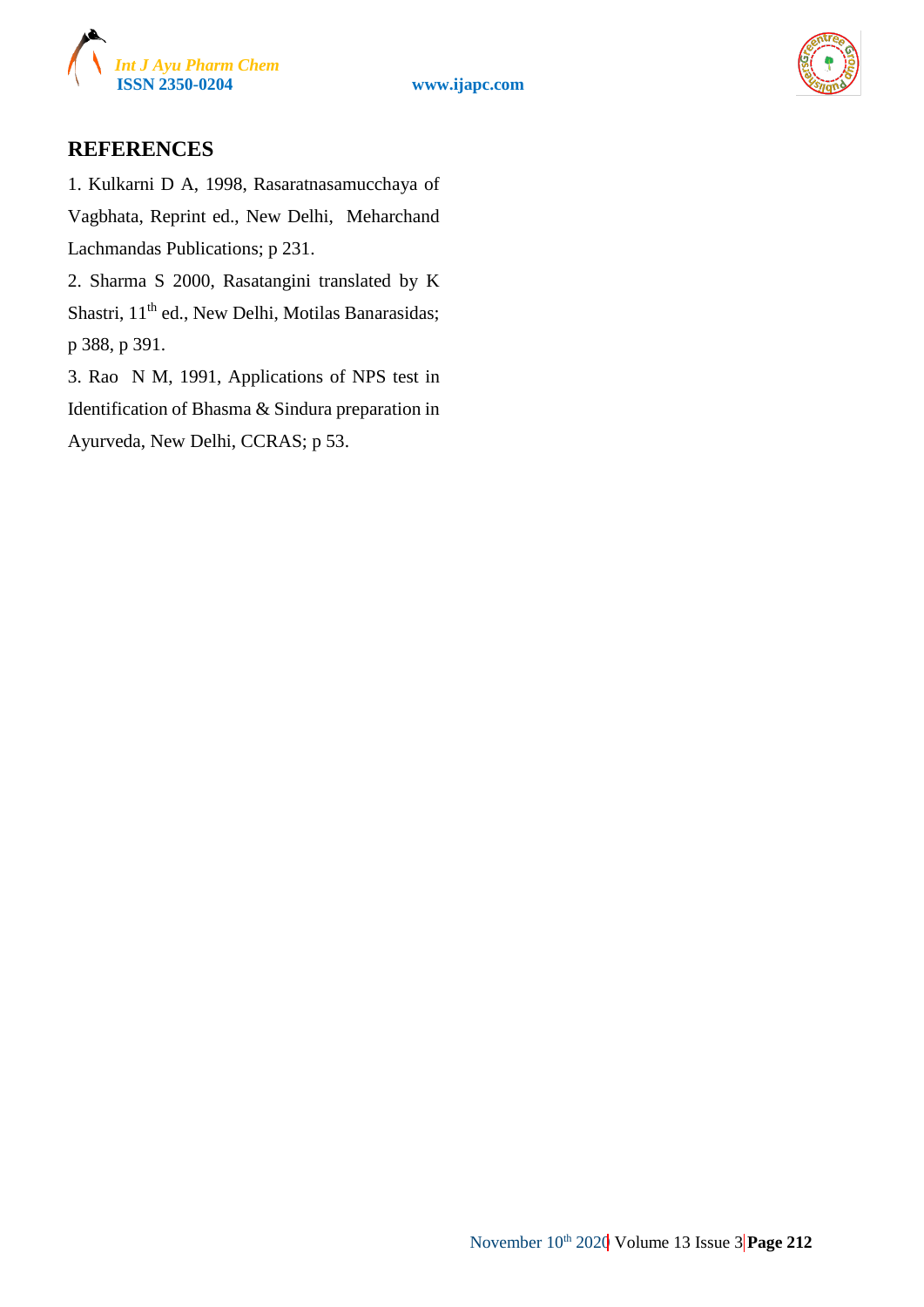## REFERENCES

1. Kulkarni D A, 1998, Rasaratnasamucchaya of Vagbhata, Reprint ed., New Delhi, Meharchand Lachmandas Publications; p 231.
2. Sharma S 2000, Rasatangini translated by K Shastri, 11th ed., New Delhi, Motilas Banarasidas; p 388, p 391.
3. Rao N M, 1991, Applications of NPS test in Identification of Bhasma & Sindura preparation in Ayurveda, New Delhi, CCRAS; p 53.